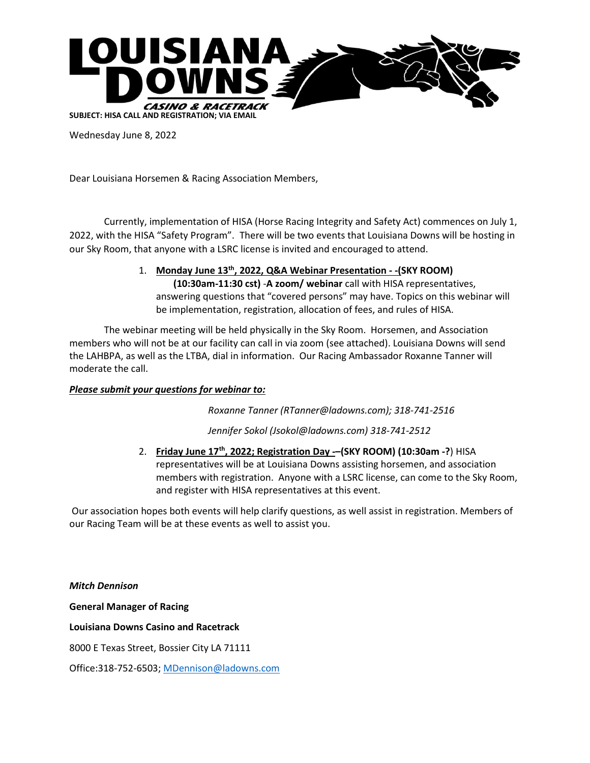# LOUISIANA DOWNS

CASINO & RACETRACK

**SUBJECT: HISA CALL AND REGISTRATION; VIA EMAIL**

Wednesday June 8, 2022

Dear Louisiana Horsemen & Racing Association Members,

Currently, implementation of HISA (Horse Racing Integrity and Safety Act) commences on July 1, 2022, with the HISA "Safety Program". There will be two events that Louisiana Downs will be hosting in our Sky Room, that anyone with a LSRC license is invited and encouraged to attend.

1. **<u>Monday June 13th, 2022, Q&A Webinar Presentation - -</u>(SKY ROOM) (10:30am-11:30 cst)** -**A zoom/ webinar** call with HISA representatives, answering questions that "covered persons" may have. Topics on this webinar will be implementation, registration, allocation of fees, and rules of HISA.

The webinar meeting will be held physically in the Sky Room. Horsemen, and Association members who will not be at our facility can call in via zoom (see attached). Louisiana Downs will send the LAHBPA, as well as the LTBA, dial in information. Our Racing Ambassador Roxanne Tanner will moderate the call.

***<u>Please submit your questions for webinar to:</u>***

*Roxanne Tanner (RTanner@ladowns.com); 318-741-2516*

*Jennifer Sokol (Jsokol@ladowns.com) 318-741-2512*

2. **<u>Friday June 17th, 2022; Registration Day -</u>–(SKY ROOM) (10:30am -?**) HISA representatives will be at Louisiana Downs assisting horsemen, and association members with registration. Anyone with a LSRC license, can come to the Sky Room, and register with HISA representatives at this event.

Our association hopes both events will help clarify questions, as well assist in registration. Members of our Racing Team will be at these events as well to assist you.

***Mitch Dennison***

**General Manager of Racing**

**Louisiana Downs Casino and Racetrack**

8000 E Texas Street, Bossier City LA 71111

Office:318-752-6503; MDennison@ladowns.com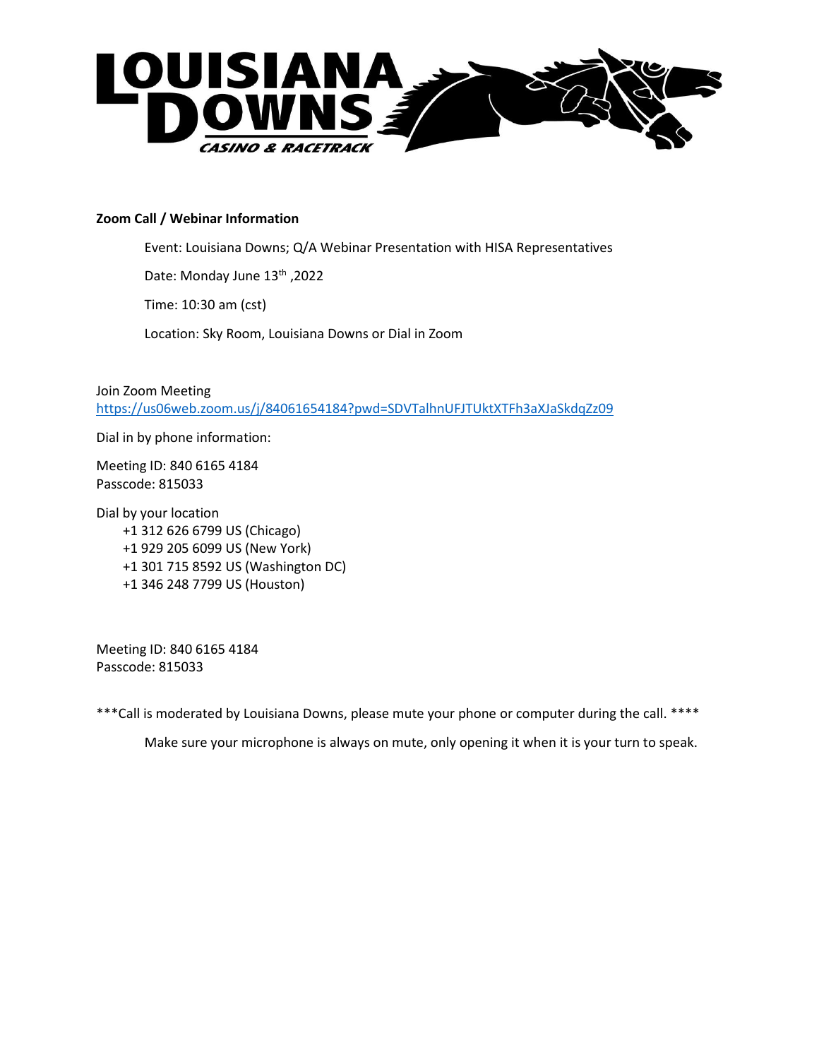**Zoom Call / Webinar Information**

Event: Louisiana Downs; Q/A Webinar Presentation with HISA Representatives

Date: Monday June 13th ,2022

Time: 10:30 am (cst)

Location: Sky Room, Louisiana Downs or Dial in Zoom

Join Zoom Meeting
https://us06web.zoom.us/j/84061654184?pwd=SDVTalhnUFJTUktXTFh3aXJaSkdqZz09

Dial in by phone information:

Meeting ID: 840 6165 4184
Passcode: 815033

Dial by your location
+1 312 626 6799 US (Chicago)
+1 929 205 6099 US (New York)
+1 301 715 8592 US (Washington DC)
+1 346 248 7799 US (Houston)

Meeting ID: 840 6165 4184
Passcode: 815033

***Call is moderated by Louisiana Downs, please mute your phone or computer during the call. ****

Make sure your microphone is always on mute, only opening it when it is your turn to speak.